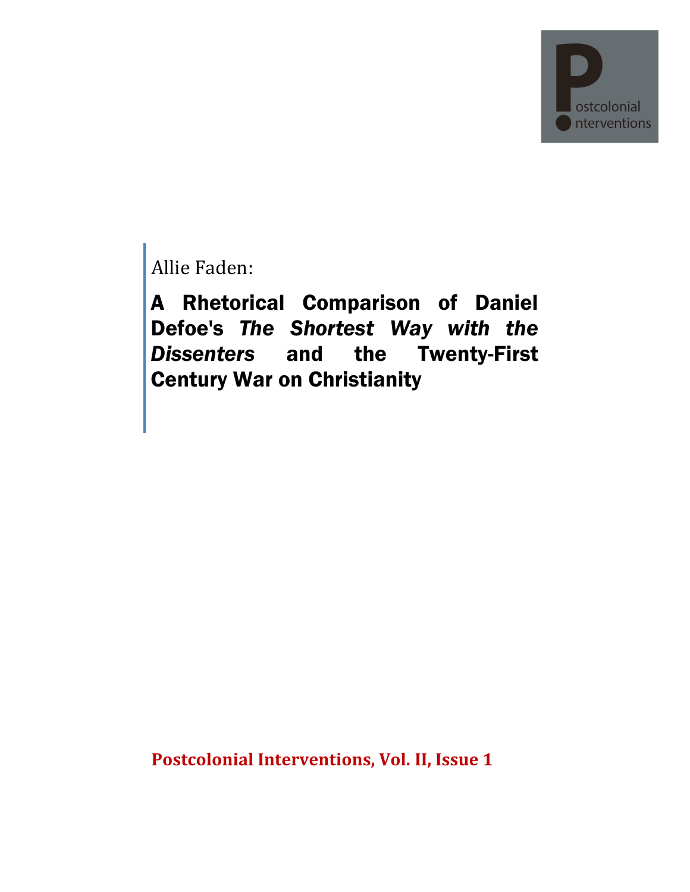Allie Faden:

# A Rhetorical Comparison of Daniel Defoe's *The Shortest Way with the Dissenters* and the Twenty-First Century War on Christianity

**Postcolonial Interventions, Vol. II, Issue 1**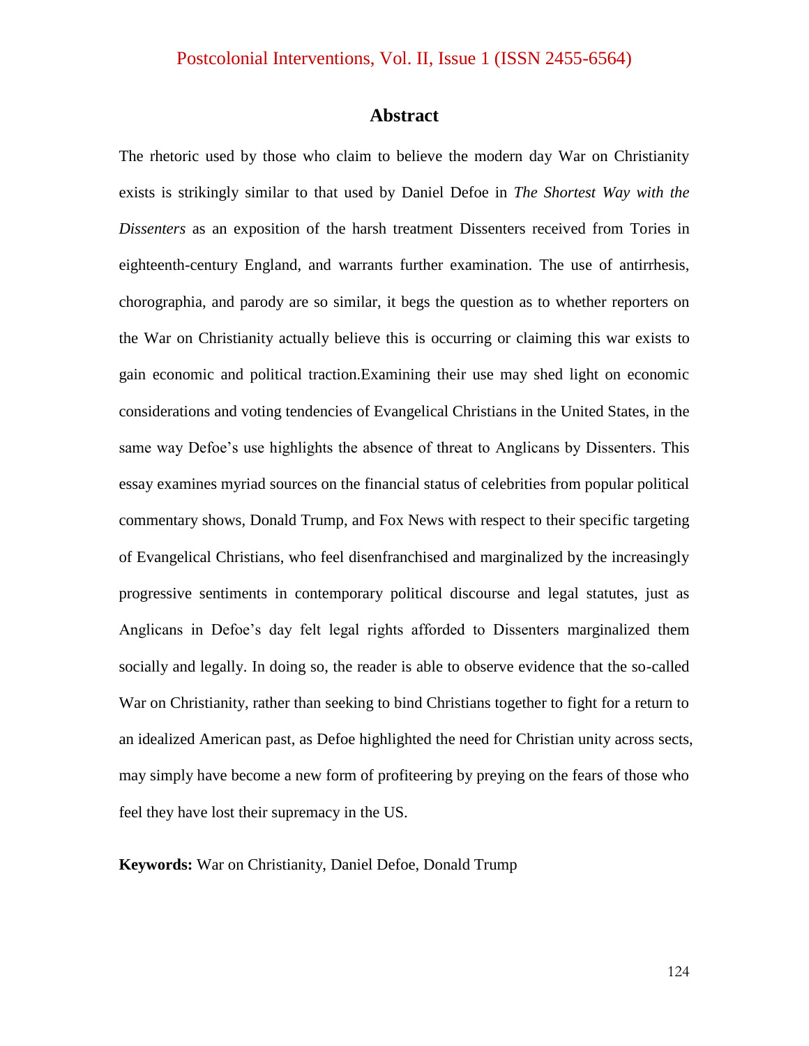## Abstract

The rhetoric used by those who claim to believe the modern day War on Christianity exists is strikingly similar to that used by Daniel Defoe in *The Shortest Way with the Dissenters* as an exposition of the harsh treatment Dissenters received from Tories in eighteenth-century England, and warrants further examination. The use of antirrhesis, chorographia, and parody are so similar, it begs the question as to whether reporters on the War on Christianity actually believe this is occurring or claiming this war exists to gain economic and political traction.Examining their use may shed light on economic considerations and voting tendencies of Evangelical Christians in the United States, in the same way Defoe's use highlights the absence of threat to Anglicans by Dissenters. This essay examines myriad sources on the financial status of celebrities from popular political commentary shows, Donald Trump, and Fox News with respect to their specific targeting of Evangelical Christians, who feel disenfranchised and marginalized by the increasingly progressive sentiments in contemporary political discourse and legal statutes, just as Anglicans in Defoe's day felt legal rights afforded to Dissenters marginalized them socially and legally. In doing so, the reader is able to observe evidence that the so-called War on Christianity, rather than seeking to bind Christians together to fight for a return to an idealized American past, as Defoe highlighted the need for Christian unity across sects, may simply have become a new form of profiteering by preying on the fears of those who feel they have lost their supremacy in the US.

**Keywords:** War on Christianity, Daniel Defoe, Donald Trump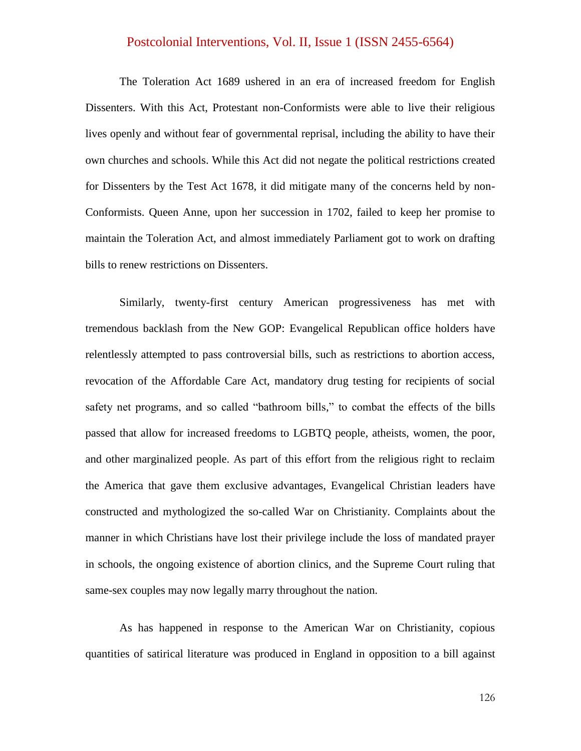The Toleration Act 1689 ushered in an era of increased freedom for English Dissenters. With this Act, Protestant non-Conformists were able to live their religious lives openly and without fear of governmental reprisal, including the ability to have their own churches and schools. While this Act did not negate the political restrictions created for Dissenters by the Test Act 1678, it did mitigate many of the concerns held by non-Conformists. Queen Anne, upon her succession in 1702, failed to keep her promise to maintain the Toleration Act, and almost immediately Parliament got to work on drafting bills to renew restrictions on Dissenters.

Similarly, twenty-first century American progressiveness has met with tremendous backlash from the New GOP: Evangelical Republican office holders have relentlessly attempted to pass controversial bills, such as restrictions to abortion access, revocation of the Affordable Care Act, mandatory drug testing for recipients of social safety net programs, and so called "bathroom bills," to combat the effects of the bills passed that allow for increased freedoms to LGBTQ people, atheists, women, the poor, and other marginalized people. As part of this effort from the religious right to reclaim the America that gave them exclusive advantages, Evangelical Christian leaders have constructed and mythologized the so-called War on Christianity. Complaints about the manner in which Christians have lost their privilege include the loss of mandated prayer in schools, the ongoing existence of abortion clinics, and the Supreme Court ruling that same-sex couples may now legally marry throughout the nation.

As has happened in response to the American War on Christianity, copious quantities of satirical literature was produced in England in opposition to a bill against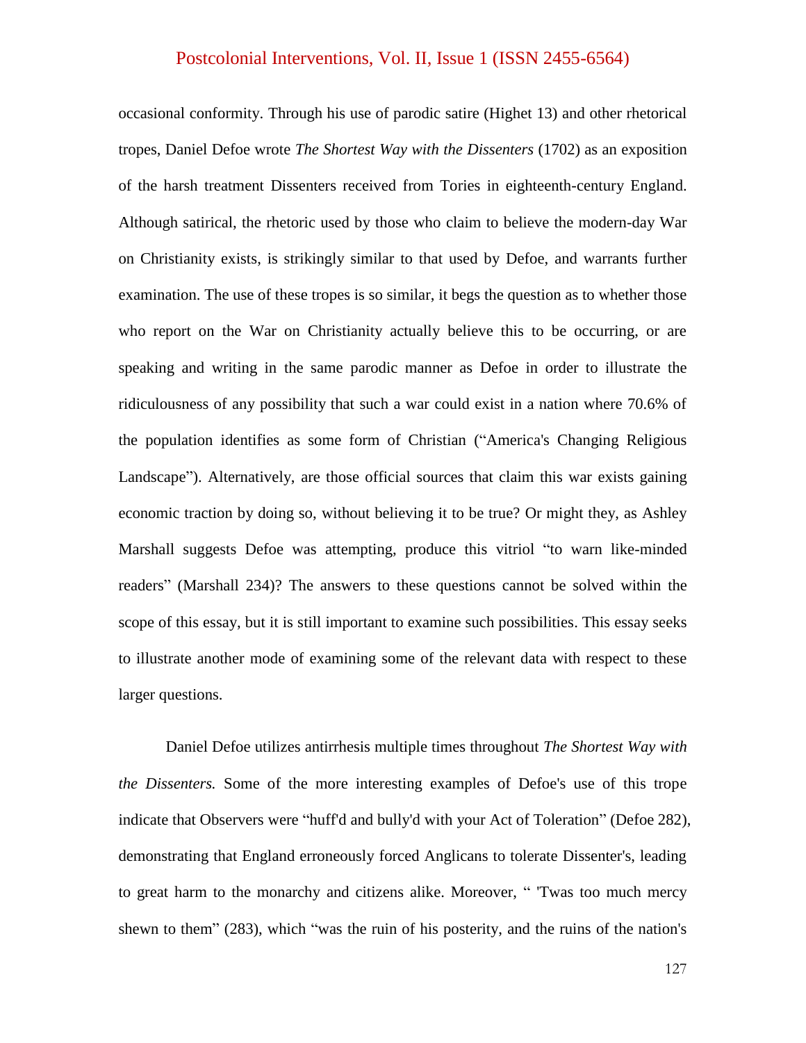occasional conformity. Through his use of parodic satire (Highet 13) and other rhetorical tropes, Daniel Defoe wrote *The Shortest Way with the Dissenters* (1702) as an exposition of the harsh treatment Dissenters received from Tories in eighteenth-century England. Although satirical, the rhetoric used by those who claim to believe the modern-day War on Christianity exists, is strikingly similar to that used by Defoe, and warrants further examination. The use of these tropes is so similar, it begs the question as to whether those who report on the War on Christianity actually believe this to be occurring, or are speaking and writing in the same parodic manner as Defoe in order to illustrate the ridiculousness of any possibility that such a war could exist in a nation where 70.6% of the population identifies as some form of Christian ("America's Changing Religious Landscape"). Alternatively, are those official sources that claim this war exists gaining economic traction by doing so, without believing it to be true? Or might they, as Ashley Marshall suggests Defoe was attempting, produce this vitriol "to warn like-minded readers" (Marshall 234)? The answers to these questions cannot be solved within the scope of this essay, but it is still important to examine such possibilities. This essay seeks to illustrate another mode of examining some of the relevant data with respect to these larger questions.

Daniel Defoe utilizes antirrhesis multiple times throughout *The Shortest Way with the Dissenters.* Some of the more interesting examples of Defoe's use of this trope indicate that Observers were "huff'd and bully'd with your Act of Toleration" (Defoe 282), demonstrating that England erroneously forced Anglicans to tolerate Dissenter's, leading to great harm to the monarchy and citizens alike. Moreover, " 'Twas too much mercy shewn to them" (283), which "was the ruin of his posterity, and the ruins of the nation's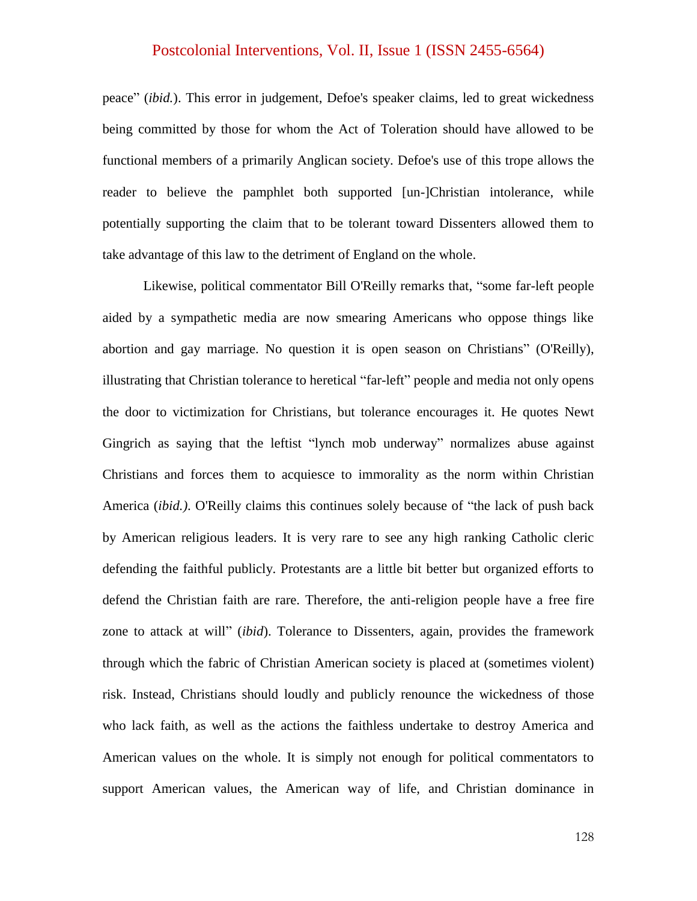peace" (*ibid.*). This error in judgement, Defoe's speaker claims, led to great wickedness being committed by those for whom the Act of Toleration should have allowed to be functional members of a primarily Anglican society. Defoe's use of this trope allows the reader to believe the pamphlet both supported [un-]Christian intolerance, while potentially supporting the claim that to be tolerant toward Dissenters allowed them to take advantage of this law to the detriment of England on the whole.

Likewise, political commentator Bill O'Reilly remarks that, "some far-left people aided by a sympathetic media are now smearing Americans who oppose things like abortion and gay marriage. No question it is open season on Christians" (O'Reilly), illustrating that Christian tolerance to heretical "far-left" people and media not only opens the door to victimization for Christians, but tolerance encourages it. He quotes Newt Gingrich as saying that the leftist "lynch mob underway" normalizes abuse against Christians and forces them to acquiesce to immorality as the norm within Christian America (*ibid.)*. O'Reilly claims this continues solely because of "the lack of push back by American religious leaders. It is very rare to see any high ranking Catholic cleric defending the faithful publicly. Protestants are a little bit better but organized efforts to defend the Christian faith are rare. Therefore, the anti-religion people have a free fire zone to attack at will" (*ibid*). Tolerance to Dissenters, again, provides the framework through which the fabric of Christian American society is placed at (sometimes violent) risk. Instead, Christians should loudly and publicly renounce the wickedness of those who lack faith, as well as the actions the faithless undertake to destroy America and American values on the whole. It is simply not enough for political commentators to support American values, the American way of life, and Christian dominance in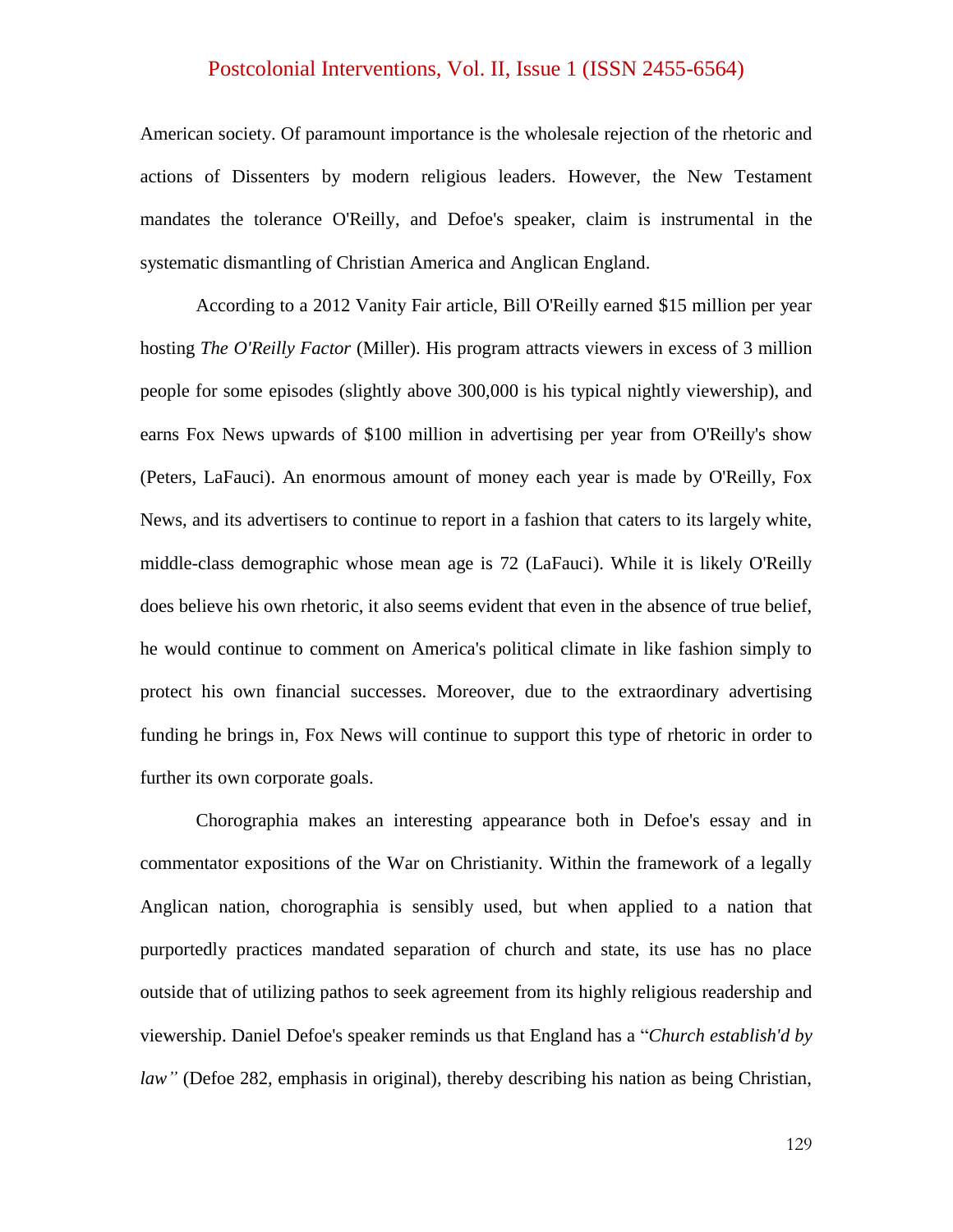American society. Of paramount importance is the wholesale rejection of the rhetoric and actions of Dissenters by modern religious leaders. However, the New Testament mandates the tolerance O'Reilly, and Defoe's speaker, claim is instrumental in the systematic dismantling of Christian America and Anglican England.

According to a 2012 Vanity Fair article, Bill O'Reilly earned $15 million per year hosting *The O'Reilly Factor* (Miller). His program attracts viewers in excess of 3 million people for some episodes (slightly above 300,000 is his typical nightly viewership), and earns Fox News upwards of $100 million in advertising per year from O'Reilly's show (Peters, LaFauci). An enormous amount of money each year is made by O'Reilly, Fox News, and its advertisers to continue to report in a fashion that caters to its largely white, middle-class demographic whose mean age is 72 (LaFauci). While it is likely O'Reilly does believe his own rhetoric, it also seems evident that even in the absence of true belief, he would continue to comment on America's political climate in like fashion simply to protect his own financial successes. Moreover, due to the extraordinary advertising funding he brings in, Fox News will continue to support this type of rhetoric in order to further its own corporate goals.

Chorographia makes an interesting appearance both in Defoe's essay and in commentator expositions of the War on Christianity. Within the framework of a legally Anglican nation, chorographia is sensibly used, but when applied to a nation that purportedly practices mandated separation of church and state, its use has no place outside that of utilizing pathos to seek agreement from its highly religious readership and viewership. Daniel Defoe's speaker reminds us that England has a "*Church establish'd by law"* (Defoe 282, emphasis in original), thereby describing his nation as being Christian,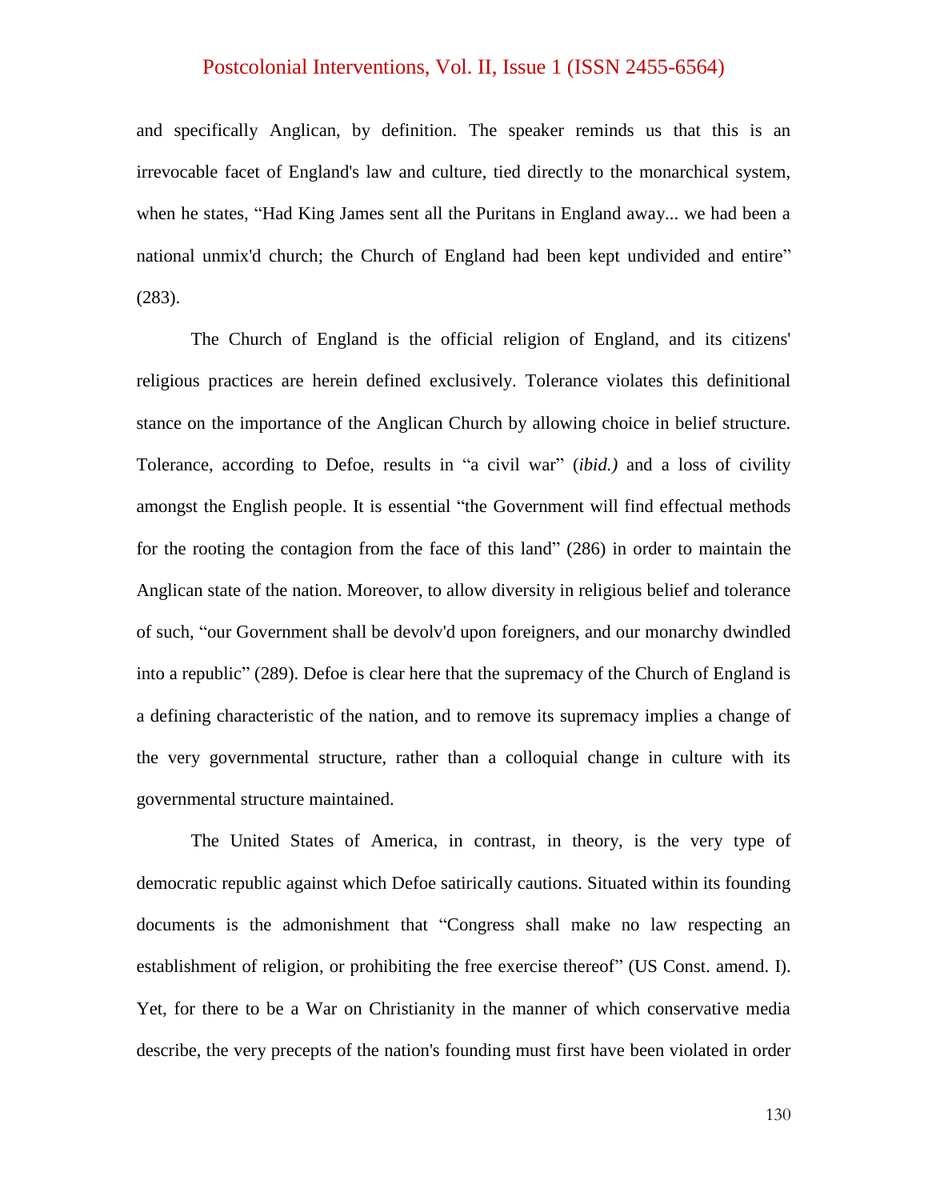and specifically Anglican, by definition. The speaker reminds us that this is an irrevocable facet of England's law and culture, tied directly to the monarchical system, when he states, "Had King James sent all the Puritans in England away... we had been a national unmix'd church; the Church of England had been kept undivided and entire" (283).

The Church of England is the official religion of England, and its citizens' religious practices are herein defined exclusively. Tolerance violates this definitional stance on the importance of the Anglican Church by allowing choice in belief structure. Tolerance, according to Defoe, results in "a civil war" (*ibid.)* and a loss of civility amongst the English people. It is essential "the Government will find effectual methods for the rooting the contagion from the face of this land" (286) in order to maintain the Anglican state of the nation. Moreover, to allow diversity in religious belief and tolerance of such, "our Government shall be devolv'd upon foreigners, and our monarchy dwindled into a republic" (289). Defoe is clear here that the supremacy of the Church of England is a defining characteristic of the nation, and to remove its supremacy implies a change of the very governmental structure, rather than a colloquial change in culture with its governmental structure maintained.

The United States of America, in contrast, in theory, is the very type of democratic republic against which Defoe satirically cautions. Situated within its founding documents is the admonishment that "Congress shall make no law respecting an establishment of religion, or prohibiting the free exercise thereof" (US Const. amend. I). Yet, for there to be a War on Christianity in the manner of which conservative media describe, the very precepts of the nation's founding must first have been violated in order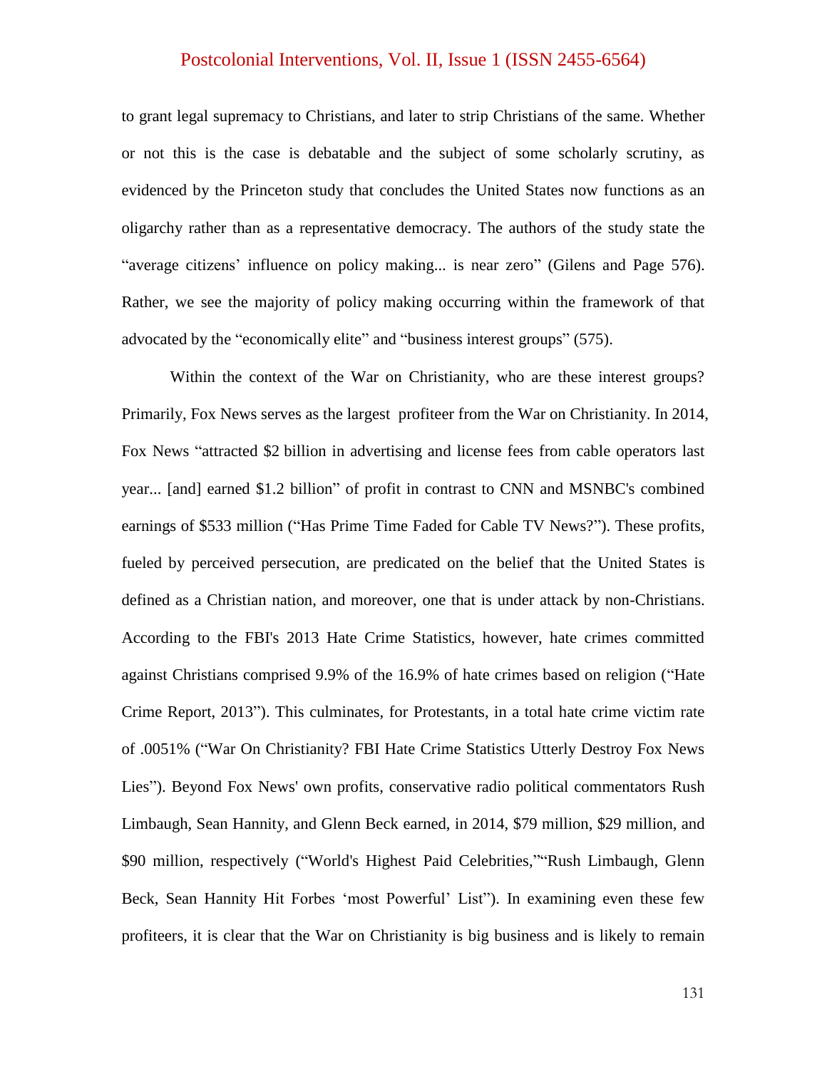to grant legal supremacy to Christians, and later to strip Christians of the same. Whether or not this is the case is debatable and the subject of some scholarly scrutiny, as evidenced by the Princeton study that concludes the United States now functions as an oligarchy rather than as a representative democracy. The authors of the study state the "average citizens' influence on policy making... is near zero" (Gilens and Page 576). Rather, we see the majority of policy making occurring within the framework of that advocated by the "economically elite" and "business interest groups" (575).

Within the context of the War on Christianity, who are these interest groups? Primarily, Fox News serves as the largest profiteer from the War on Christianity. In 2014, Fox News "attracted $2 billion in advertising and license fees from cable operators last year... [and] earned $1.2 billion" of profit in contrast to CNN and MSNBC's combined earnings of $533 million ("Has Prime Time Faded for Cable TV News?"). These profits, fueled by perceived persecution, are predicated on the belief that the United States is defined as a Christian nation, and moreover, one that is under attack by non-Christians. According to the FBI's 2013 Hate Crime Statistics, however, hate crimes committed against Christians comprised 9.9% of the 16.9% of hate crimes based on religion ("Hate Crime Report, 2013"). This culminates, for Protestants, in a total hate crime victim rate of .0051% ("War On Christianity? FBI Hate Crime Statistics Utterly Destroy Fox News Lies"). Beyond Fox News' own profits, conservative radio political commentators Rush Limbaugh, Sean Hannity, and Glenn Beck earned, in 2014, $79 million, $29 million, and $90 million, respectively ("World's Highest Paid Celebrities,""Rush Limbaugh, Glenn Beck, Sean Hannity Hit Forbes 'most Powerful' List"). In examining even these few profiteers, it is clear that the War on Christianity is big business and is likely to remain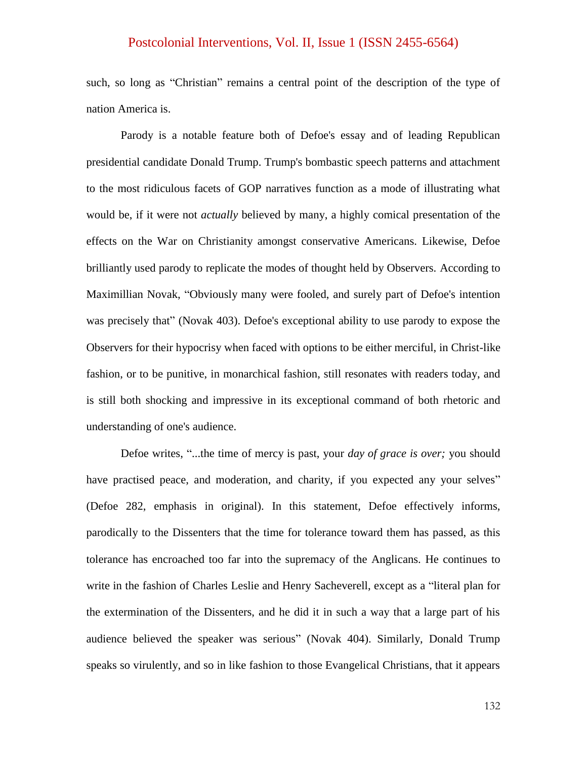such, so long as "Christian" remains a central point of the description of the type of nation America is.

Parody is a notable feature both of Defoe's essay and of leading Republican presidential candidate Donald Trump. Trump's bombastic speech patterns and attachment to the most ridiculous facets of GOP narratives function as a mode of illustrating what would be, if it were not *actually* believed by many, a highly comical presentation of the effects on the War on Christianity amongst conservative Americans. Likewise, Defoe brilliantly used parody to replicate the modes of thought held by Observers. According to Maximillian Novak, "Obviously many were fooled, and surely part of Defoe's intention was precisely that" (Novak 403). Defoe's exceptional ability to use parody to expose the Observers for their hypocrisy when faced with options to be either merciful, in Christ-like fashion, or to be punitive, in monarchical fashion, still resonates with readers today, and is still both shocking and impressive in its exceptional command of both rhetoric and understanding of one's audience.

Defoe writes, "...the time of mercy is past, your *day of grace is over;* you should have practised peace, and moderation, and charity, if you expected any your selves" (Defoe 282, emphasis in original). In this statement, Defoe effectively informs, parodically to the Dissenters that the time for tolerance toward them has passed, as this tolerance has encroached too far into the supremacy of the Anglicans. He continues to write in the fashion of Charles Leslie and Henry Sacheverell, except as a "literal plan for the extermination of the Dissenters, and he did it in such a way that a large part of his audience believed the speaker was serious" (Novak 404). Similarly, Donald Trump speaks so virulently, and so in like fashion to those Evangelical Christians, that it appears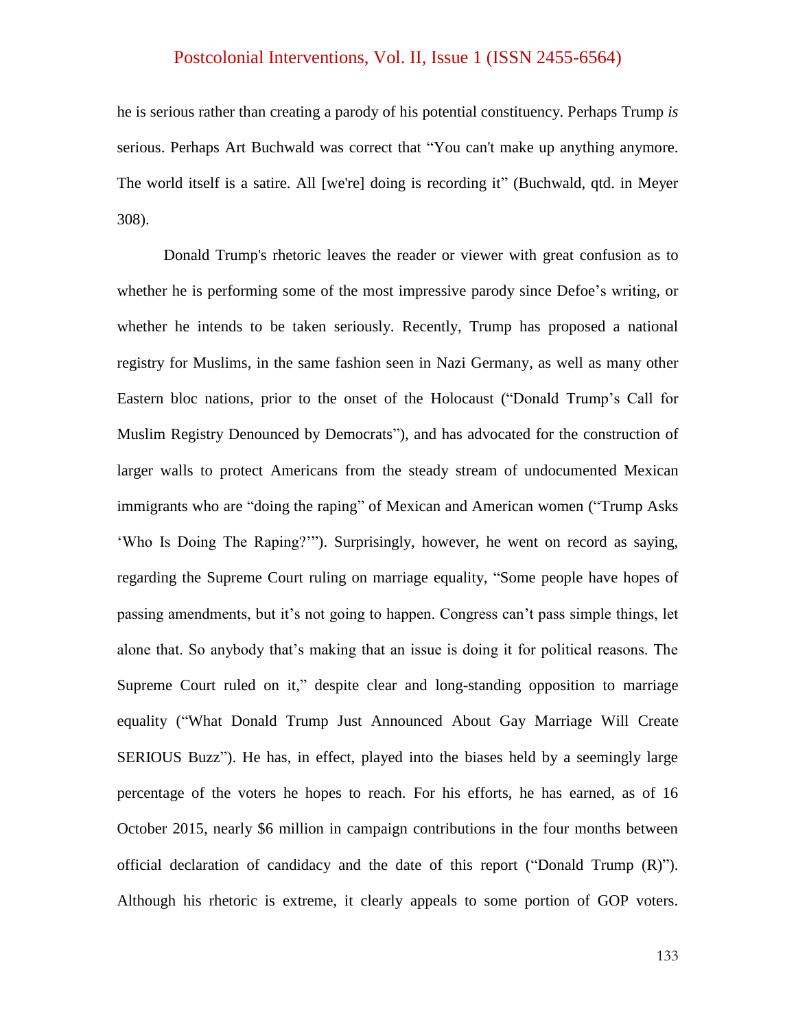he is serious rather than creating a parody of his potential constituency. Perhaps Trump *is* serious. Perhaps Art Buchwald was correct that "You can't make up anything anymore. The world itself is a satire. All [we're] doing is recording it" (Buchwald, qtd. in Meyer 308).

Donald Trump's rhetoric leaves the reader or viewer with great confusion as to whether he is performing some of the most impressive parody since Defoe's writing, or whether he intends to be taken seriously. Recently, Trump has proposed a national registry for Muslims, in the same fashion seen in Nazi Germany, as well as many other Eastern bloc nations, prior to the onset of the Holocaust ("Donald Trump's Call for Muslim Registry Denounced by Democrats"), and has advocated for the construction of larger walls to protect Americans from the steady stream of undocumented Mexican immigrants who are "doing the raping" of Mexican and American women ("Trump Asks 'Who Is Doing The Raping?'"). Surprisingly, however, he went on record as saying, regarding the Supreme Court ruling on marriage equality, "Some people have hopes of passing amendments, but it's not going to happen. Congress can't pass simple things, let alone that. So anybody that's making that an issue is doing it for political reasons. The Supreme Court ruled on it," despite clear and long-standing opposition to marriage equality ("What Donald Trump Just Announced About Gay Marriage Will Create SERIOUS Buzz"). He has, in effect, played into the biases held by a seemingly large percentage of the voters he hopes to reach. For his efforts, he has earned, as of 16 October 2015, nearly $6 million in campaign contributions in the four months between official declaration of candidacy and the date of this report ("Donald Trump (R)"). Although his rhetoric is extreme, it clearly appeals to some portion of GOP voters.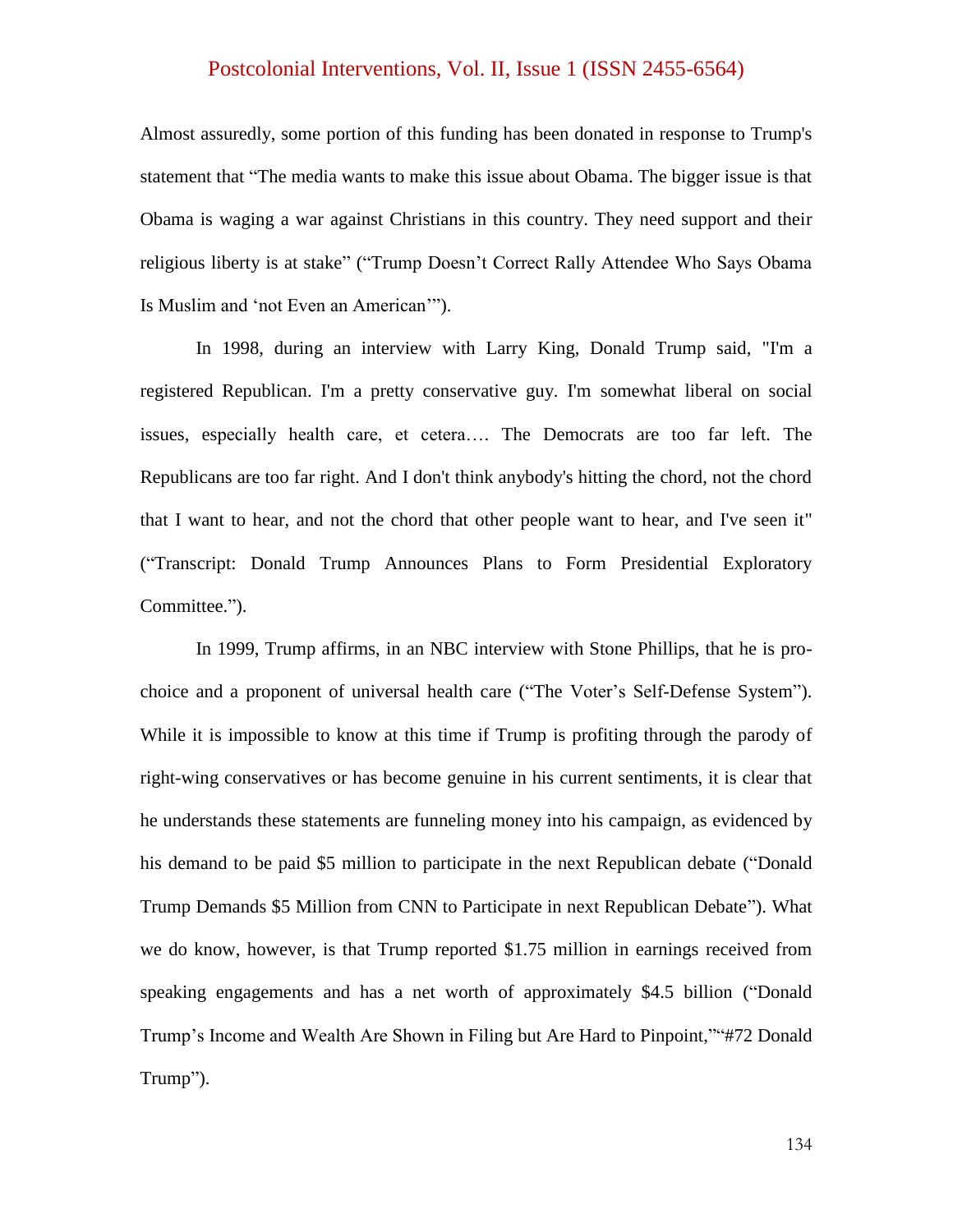Almost assuredly, some portion of this funding has been donated in response to Trump's statement that "The media wants to make this issue about Obama. The bigger issue is that Obama is waging a war against Christians in this country. They need support and their religious liberty is at stake" ("Trump Doesn't Correct Rally Attendee Who Says Obama Is Muslim and 'not Even an American'").

In 1998, during an interview with Larry King, Donald Trump said, "I'm a registered Republican. I'm a pretty conservative guy. I'm somewhat liberal on social issues, especially health care, et cetera…. The Democrats are too far left. The Republicans are too far right. And I don't think anybody's hitting the chord, not the chord that I want to hear, and not the chord that other people want to hear, and I've seen it" ("Transcript: Donald Trump Announces Plans to Form Presidential Exploratory Committee.").

In 1999, Trump affirms, in an NBC interview with Stone Phillips, that he is pro-choice and a proponent of universal health care ("The Voter's Self-Defense System"). While it is impossible to know at this time if Trump is profiting through the parody of right-wing conservatives or has become genuine in his current sentiments, it is clear that he understands these statements are funneling money into his campaign, as evidenced by his demand to be paid $5 million to participate in the next Republican debate ("Donald Trump Demands $5 Million from CNN to Participate in next Republican Debate"). What we do know, however, is that Trump reported $1.75 million in earnings received from speaking engagements and has a net worth of approximately $4.5 billion ("Donald Trump's Income and Wealth Are Shown in Filing but Are Hard to Pinpoint,""#72 Donald Trump").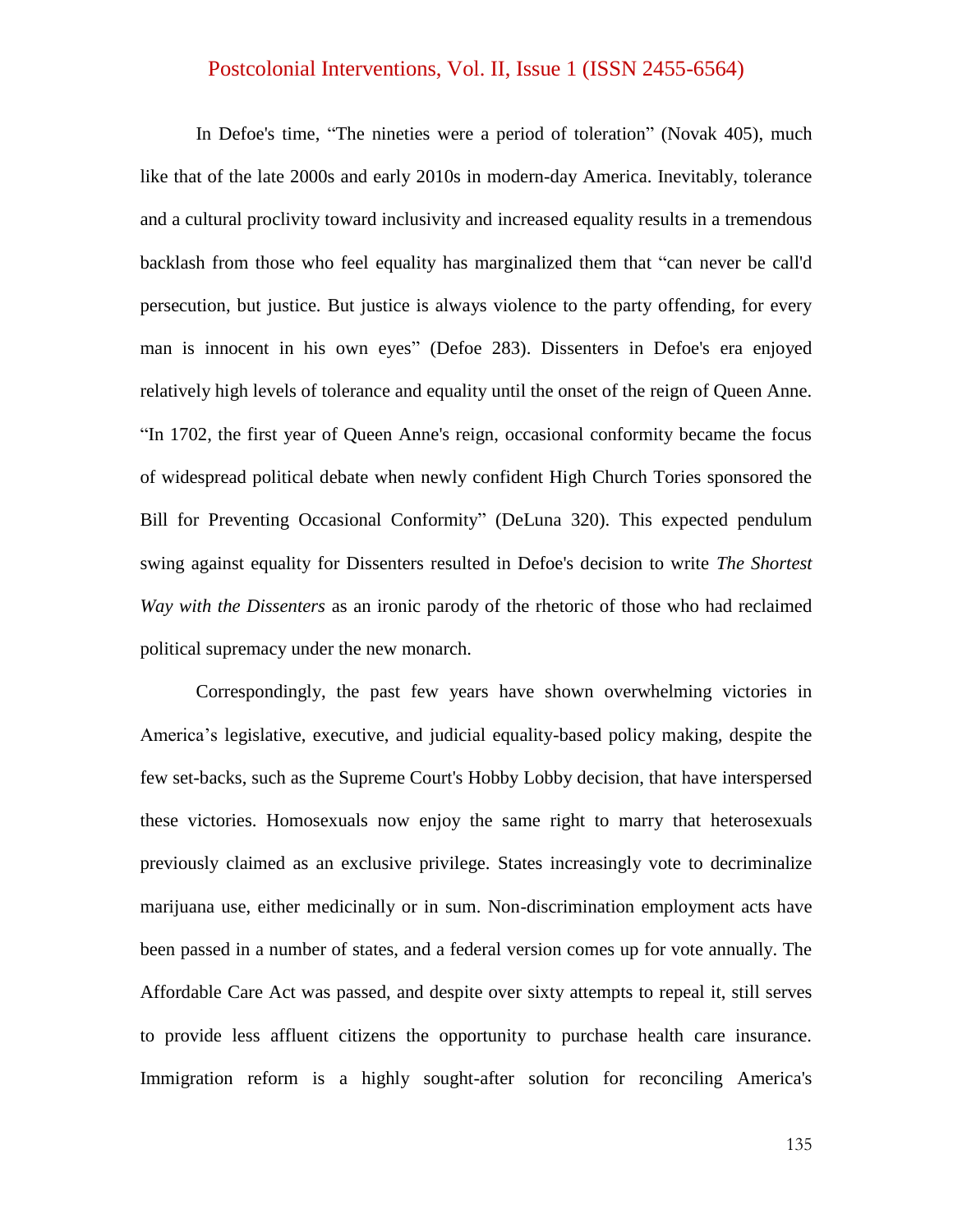In Defoe's time, “The nineties were a period of toleration” (Novak 405), much like that of the late 2000s and early 2010s in modern-day America. Inevitably, tolerance and a cultural proclivity toward inclusivity and increased equality results in a tremendous backlash from those who feel equality has marginalized them that “can never be call'd persecution, but justice. But justice is always violence to the party offending, for every man is innocent in his own eyes” (Defoe 283). Dissenters in Defoe's era enjoyed relatively high levels of tolerance and equality until the onset of the reign of Queen Anne. “In 1702, the first year of Queen Anne's reign, occasional conformity became the focus of widespread political debate when newly confident High Church Tories sponsored the Bill for Preventing Occasional Conformity” (DeLuna 320). This expected pendulum swing against equality for Dissenters resulted in Defoe's decision to write *The Shortest Way with the Dissenters* as an ironic parody of the rhetoric of those who had reclaimed political supremacy under the new monarch.

Correspondingly, the past few years have shown overwhelming victories in America’s legislative, executive, and judicial equality-based policy making, despite the few set-backs, such as the Supreme Court's Hobby Lobby decision, that have interspersed these victories. Homosexuals now enjoy the same right to marry that heterosexuals previously claimed as an exclusive privilege. States increasingly vote to decriminalize marijuana use, either medicinally or in sum. Non-discrimination employment acts have been passed in a number of states, and a federal version comes up for vote annually. The Affordable Care Act was passed, and despite over sixty attempts to repeal it, still serves to provide less affluent citizens the opportunity to purchase health care insurance. Immigration reform is a highly sought-after solution for reconciling America's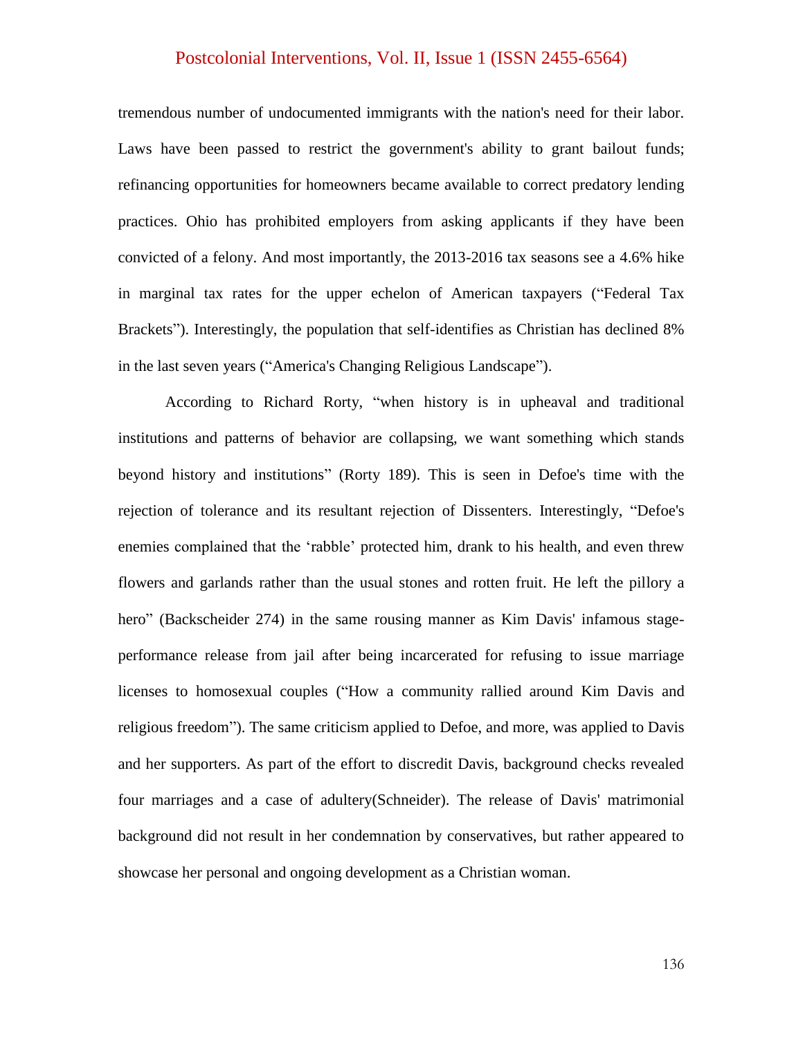tremendous number of undocumented immigrants with the nation's need for their labor. Laws have been passed to restrict the government's ability to grant bailout funds; refinancing opportunities for homeowners became available to correct predatory lending practices. Ohio has prohibited employers from asking applicants if they have been convicted of a felony. And most importantly, the 2013-2016 tax seasons see a 4.6% hike in marginal tax rates for the upper echelon of American taxpayers ("Federal Tax Brackets"). Interestingly, the population that self-identifies as Christian has declined 8% in the last seven years ("America's Changing Religious Landscape").

According to Richard Rorty, "when history is in upheaval and traditional institutions and patterns of behavior are collapsing, we want something which stands beyond history and institutions" (Rorty 189). This is seen in Defoe's time with the rejection of tolerance and its resultant rejection of Dissenters. Interestingly, "Defoe's enemies complained that the 'rabble' protected him, drank to his health, and even threw flowers and garlands rather than the usual stones and rotten fruit. He left the pillory a hero" (Backscheider 274) in the same rousing manner as Kim Davis' infamous stage-performance release from jail after being incarcerated for refusing to issue marriage licenses to homosexual couples ("How a community rallied around Kim Davis and religious freedom"). The same criticism applied to Defoe, and more, was applied to Davis and her supporters. As part of the effort to discredit Davis, background checks revealed four marriages and a case of adultery(Schneider). The release of Davis' matrimonial background did not result in her condemnation by conservatives, but rather appeared to showcase her personal and ongoing development as a Christian woman.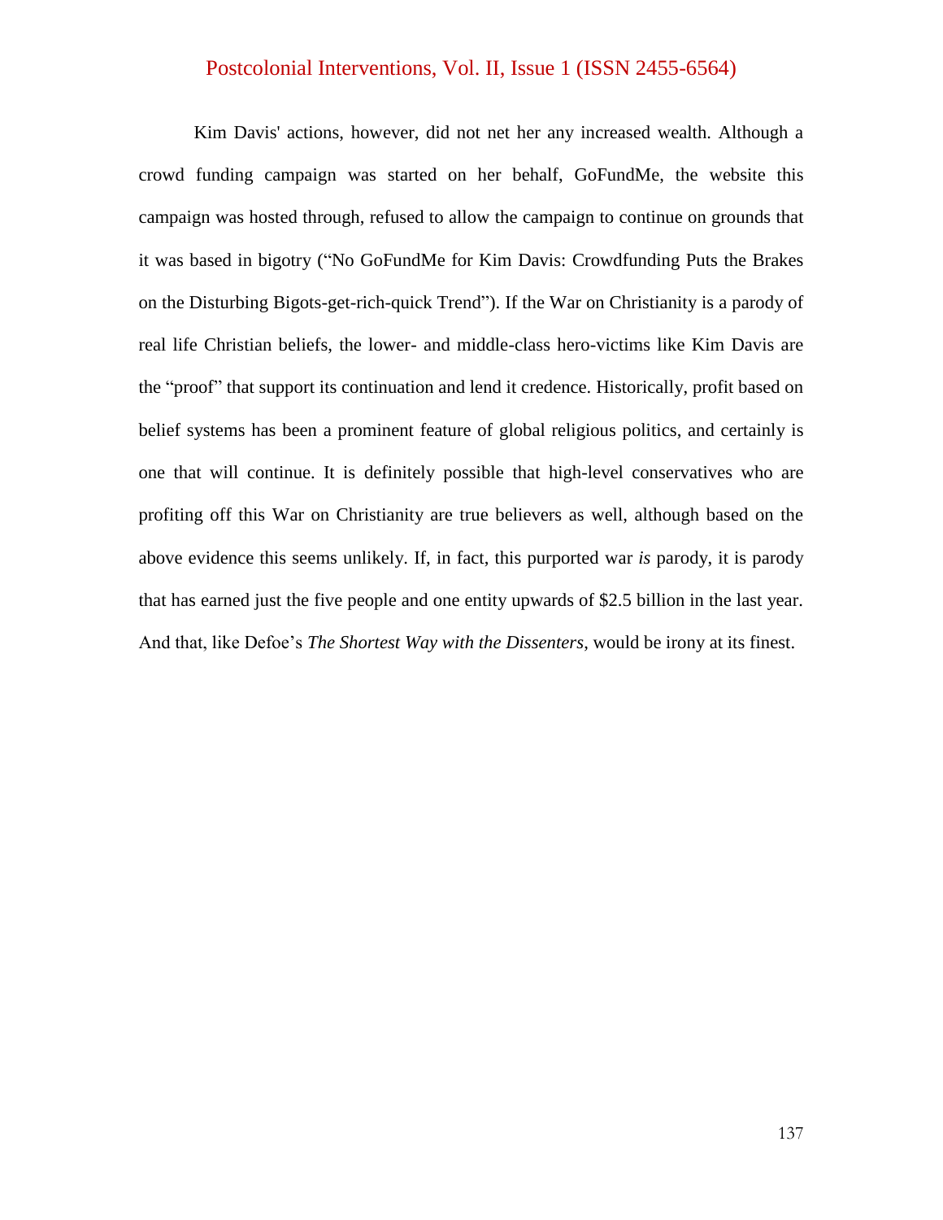Kim Davis' actions, however, did not net her any increased wealth. Although a crowd funding campaign was started on her behalf, GoFundMe, the website this campaign was hosted through, refused to allow the campaign to continue on grounds that it was based in bigotry ("No GoFundMe for Kim Davis: Crowdfunding Puts the Brakes on the Disturbing Bigots-get-rich-quick Trend"). If the War on Christianity is a parody of real life Christian beliefs, the lower- and middle-class hero-victims like Kim Davis are the "proof" that support its continuation and lend it credence. Historically, profit based on belief systems has been a prominent feature of global religious politics, and certainly is one that will continue. It is definitely possible that high-level conservatives who are profiting off this War on Christianity are true believers as well, although based on the above evidence this seems unlikely. If, in fact, this purported war *is* parody, it is parody that has earned just the five people and one entity upwards of $2.5 billion in the last year. And that, like Defoe's *The Shortest Way with the Dissenters*, would be irony at its finest.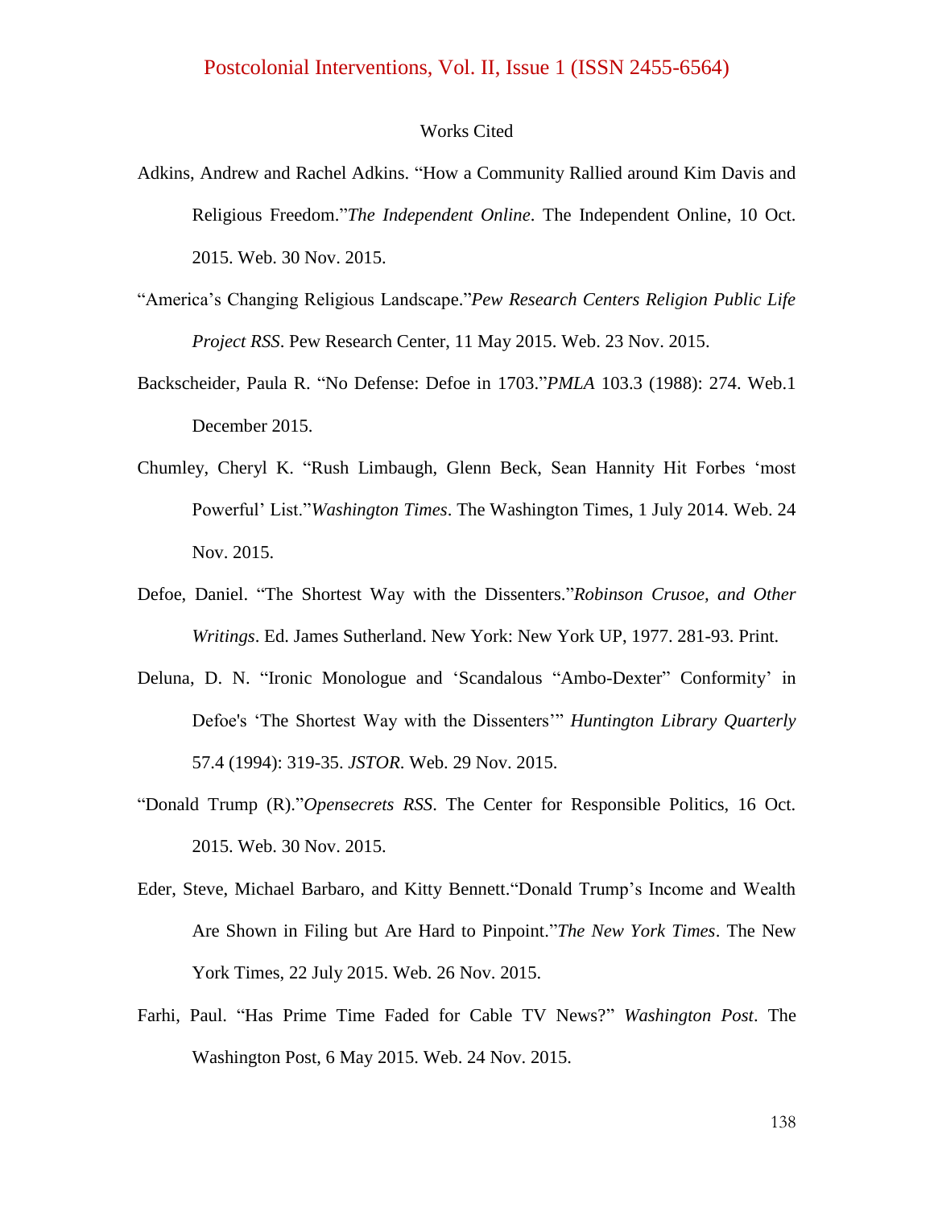Works Cited

Adkins, Andrew and Rachel Adkins. "How a Community Rallied around Kim Davis and Religious Freedom."*The Independent Online*. The Independent Online, 10 Oct. 2015. Web. 30 Nov. 2015.

"America's Changing Religious Landscape."*Pew Research Centers Religion Public Life Project RSS*. Pew Research Center, 11 May 2015. Web. 23 Nov. 2015.

Backscheider, Paula R. "No Defense: Defoe in 1703."*PMLA* 103.3 (1988): 274. Web.1 December 2015.

Chumley, Cheryl K. "Rush Limbaugh, Glenn Beck, Sean Hannity Hit Forbes 'most Powerful' List."*Washington Times*. The Washington Times, 1 July 2014. Web. 24 Nov. 2015.

Defoe, Daniel. "The Shortest Way with the Dissenters."*Robinson Crusoe, and Other Writings*. Ed. James Sutherland. New York: New York UP, 1977. 281-93. Print.

Deluna, D. N. "Ironic Monologue and 'Scandalous "Ambo-Dexter" Conformity' in Defoe's 'The Shortest Way with the Dissenters'" *Huntington Library Quarterly* 57.4 (1994): 319-35. *JSTOR*. Web. 29 Nov. 2015.

"Donald Trump (R)."*Opensecrets RSS*. The Center for Responsible Politics, 16 Oct. 2015. Web. 30 Nov. 2015.

Eder, Steve, Michael Barbaro, and Kitty Bennett."Donald Trump's Income and Wealth Are Shown in Filing but Are Hard to Pinpoint."*The New York Times*. The New York Times, 22 July 2015. Web. 26 Nov. 2015.

Farhi, Paul. "Has Prime Time Faded for Cable TV News?" *Washington Post*. The Washington Post, 6 May 2015. Web. 24 Nov. 2015.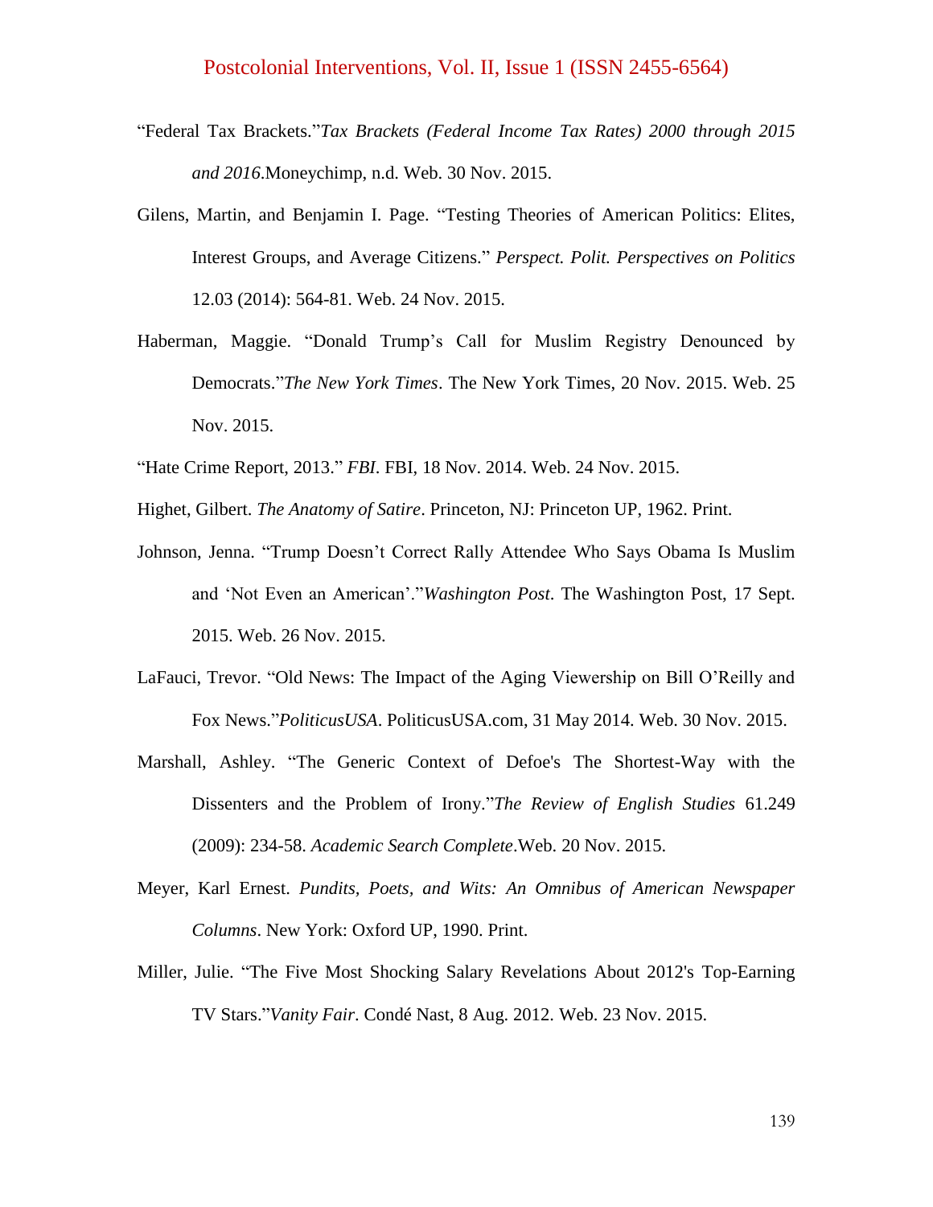"Federal Tax Brackets."*Tax Brackets (Federal Income Tax Rates) 2000 through 2015 and 2016*.Moneychimp, n.d. Web. 30 Nov. 2015.

Gilens, Martin, and Benjamin I. Page. "Testing Theories of American Politics: Elites, Interest Groups, and Average Citizens." *Perspect. Polit. Perspectives on Politics* 12.03 (2014): 564-81. Web. 24 Nov. 2015.

Haberman, Maggie. "Donald Trump's Call for Muslim Registry Denounced by Democrats."*The New York Times*. The New York Times, 20 Nov. 2015. Web. 25 Nov. 2015.

"Hate Crime Report, 2013." *FBI*. FBI, 18 Nov. 2014. Web. 24 Nov. 2015.

Highet, Gilbert. *The Anatomy of Satire*. Princeton, NJ: Princeton UP, 1962. Print.

Johnson, Jenna. "Trump Doesn't Correct Rally Attendee Who Says Obama Is Muslim and 'Not Even an American'."*Washington Post*. The Washington Post, 17 Sept. 2015. Web. 26 Nov. 2015.

LaFauci, Trevor. "Old News: The Impact of the Aging Viewership on Bill O'Reilly and Fox News."*PoliticusUSA*. PoliticusUSA.com, 31 May 2014. Web. 30 Nov. 2015.

Marshall, Ashley. "The Generic Context of Defoe's The Shortest-Way with the Dissenters and the Problem of Irony."*The Review of English Studies* 61.249 (2009): 234-58. *Academic Search Complete*.Web. 20 Nov. 2015.

Meyer, Karl Ernest. *Pundits, Poets, and Wits: An Omnibus of American Newspaper Columns*. New York: Oxford UP, 1990. Print.

Miller, Julie. "The Five Most Shocking Salary Revelations About 2012's Top-Earning TV Stars."*Vanity Fair*. Condé Nast, 8 Aug. 2012. Web. 23 Nov. 2015.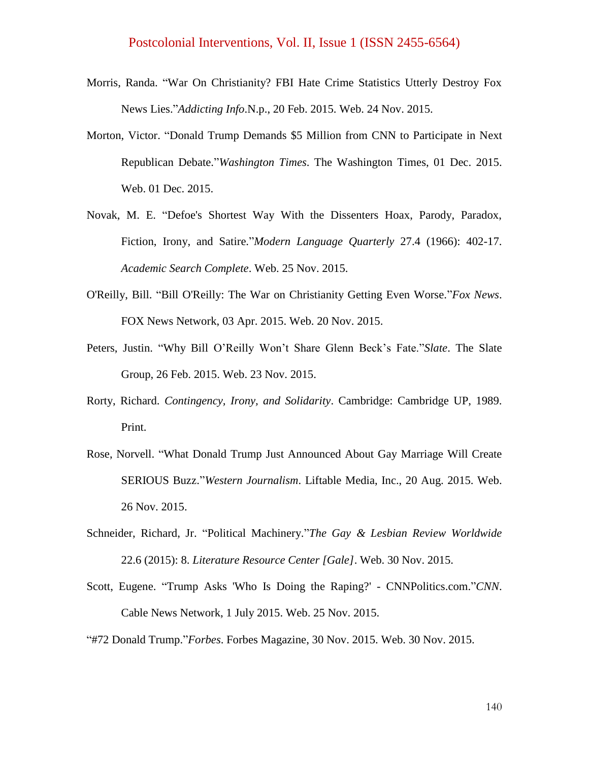Morris, Randa. “War On Christianity? FBI Hate Crime Statistics Utterly Destroy Fox News Lies.”*Addicting Info*.N.p., 20 Feb. 2015. Web. 24 Nov. 2015.

Morton, Victor. “Donald Trump Demands $5 Million from CNN to Participate in Next Republican Debate.”*Washington Times*. The Washington Times, 01 Dec. 2015. Web. 01 Dec. 2015.

Novak, M. E. “Defoe's Shortest Way With the Dissenters Hoax, Parody, Paradox, Fiction, Irony, and Satire.”*Modern Language Quarterly* 27.4 (1966): 402-17. *Academic Search Complete*. Web. 25 Nov. 2015.

O'Reilly, Bill. “Bill O'Reilly: The War on Christianity Getting Even Worse.”*Fox News*. FOX News Network, 03 Apr. 2015. Web. 20 Nov. 2015.

Peters, Justin. “Why Bill O’Reilly Won’t Share Glenn Beck’s Fate.”*Slate*. The Slate Group, 26 Feb. 2015. Web. 23 Nov. 2015.

Rorty, Richard. *Contingency, Irony, and Solidarity*. Cambridge: Cambridge UP, 1989. Print.

Rose, Norvell. “What Donald Trump Just Announced About Gay Marriage Will Create SERIOUS Buzz.”*Western Journalism*. Liftable Media, Inc., 20 Aug. 2015. Web. 26 Nov. 2015.

Schneider, Richard, Jr. “Political Machinery.”*The Gay & Lesbian Review Worldwide* 22.6 (2015): 8. *Literature Resource Center [Gale]*. Web. 30 Nov. 2015.

Scott, Eugene. “Trump Asks 'Who Is Doing the Raping?' - CNNPolitics.com.”*CNN*. Cable News Network, 1 July 2015. Web. 25 Nov. 2015.

“#72 Donald Trump.”*Forbes*. Forbes Magazine, 30 Nov. 2015. Web. 30 Nov. 2015.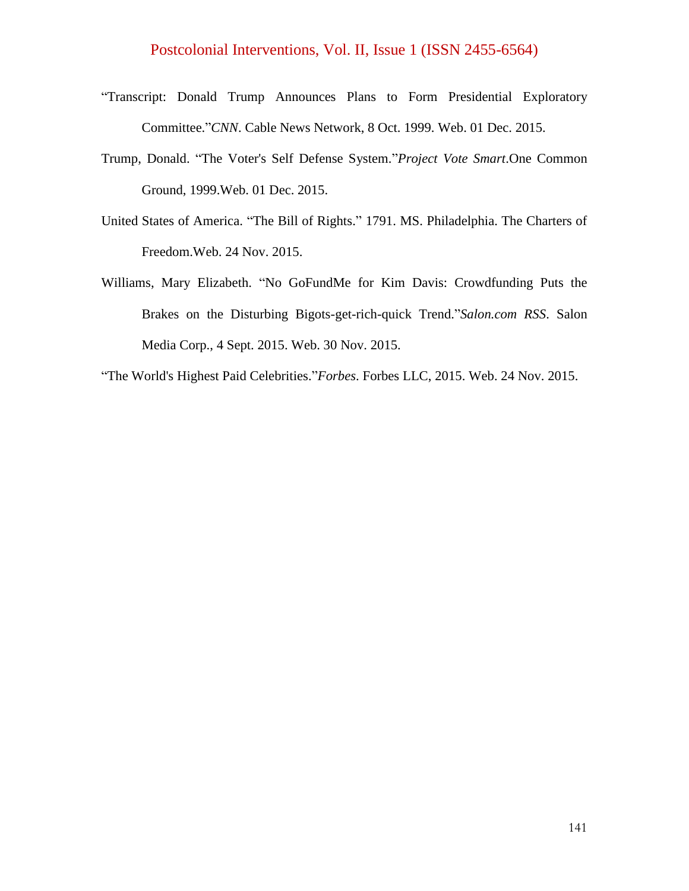"Transcript: Donald Trump Announces Plans to Form Presidential Exploratory Committee."*CNN*. Cable News Network, 8 Oct. 1999. Web. 01 Dec. 2015.

Trump, Donald. "The Voter's Self Defense System."*Project Vote Smart*.One Common Ground, 1999.Web. 01 Dec. 2015.

United States of America. "The Bill of Rights." 1791. MS. Philadelphia. The Charters of Freedom.Web. 24 Nov. 2015.

Williams, Mary Elizabeth. "No GoFundMe for Kim Davis: Crowdfunding Puts the Brakes on the Disturbing Bigots-get-rich-quick Trend."*Salon.com RSS*. Salon Media Corp., 4 Sept. 2015. Web. 30 Nov. 2015.

"The World's Highest Paid Celebrities."*Forbes*. Forbes LLC, 2015. Web. 24 Nov. 2015.